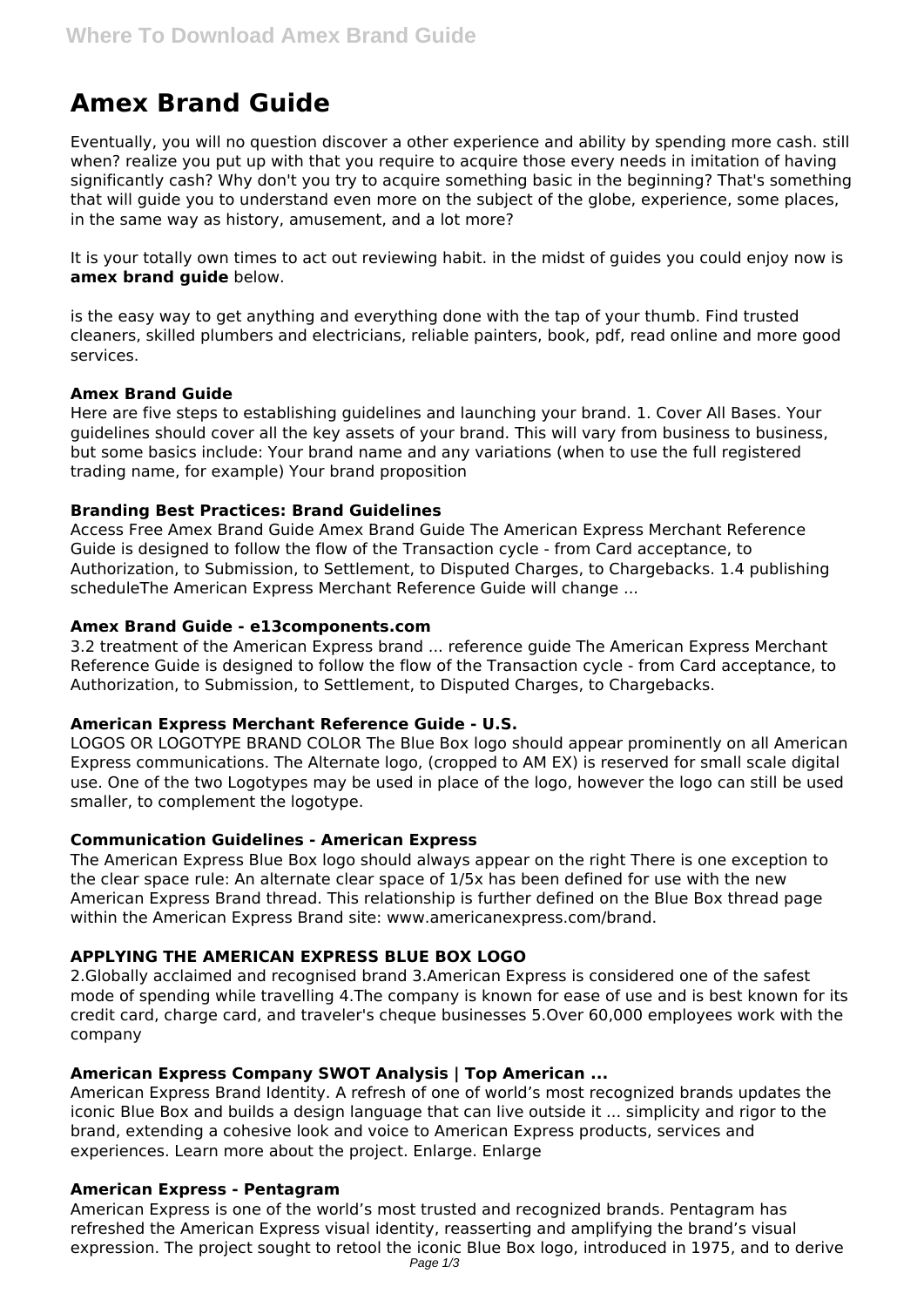# Amex Brand Guide

Eventually, you will no question discover a other experience and ability by spending more cash. still when? realize you put up with that you require to acquire those every needs in imitation of having significantly cash? Why don't you try to acquire something basic in the beginning? That's something that will guide you to understand even more on the subject of the globe, experience, some places, in the same way as history, amusement, and a lot more?

It is your totally own times to act out reviewing habit. in the midst of guides you could enjoy now is **amex brand guide** below.

is the easy way to get anything and everything done with the tap of your thumb. Find trusted cleaners, skilled plumbers and electricians, reliable painters, book, pdf, read online and more good services.

### Amex Brand Guide

Here are five steps to establishing guidelines and launching your brand. 1. Cover All Bases. Your guidelines should cover all the key assets of your brand. This will vary from business to business, but some basics include: Your brand name and any variations (when to use the full registered trading name, for example) Your brand proposition

### Branding Best Practices: Brand Guidelines

Access Free Amex Brand Guide Amex Brand Guide The American Express Merchant Reference Guide is designed to follow the flow of the Transaction cycle - from Card acceptance, to Authorization, to Submission, to Settlement, to Disputed Charges, to Chargebacks. 1.4 publishing scheduleThe American Express Merchant Reference Guide will change ...

### Amex Brand Guide - e13components.com

3.2 treatment of the American Express brand ... reference guide The American Express Merchant Reference Guide is designed to follow the flow of the Transaction cycle - from Card acceptance, to Authorization, to Submission, to Settlement, to Disputed Charges, to Chargebacks.

### American Express Merchant Reference Guide - U.S.

LOGOS OR LOGOTYPE BRAND COLOR The Blue Box logo should appear prominently on all American Express communications. The Alternate logo, (cropped to AM EX) is reserved for small scale digital use. One of the two Logotypes may be used in place of the logo, however the logo can still be used smaller, to complement the logotype.

### Communication Guidelines - American Express

The American Express Blue Box logo should always appear on the right There is one exception to the clear space rule: An alternate clear space of 1/5x has been defined for use with the new American Express Brand thread. This relationship is further defined on the Blue Box thread page within the American Express Brand site: www.americanexpress.com/brand.

### APPLYING THE AMERICAN EXPRESS BLUE BOX LOGO

2.Globally acclaimed and recognised brand 3.American Express is considered one of the safest mode of spending while travelling 4.The company is known for ease of use and is best known for its credit card, charge card, and traveler's cheque businesses 5.Over 60,000 employees work with the company

### American Express Company SWOT Analysis | Top American ...

American Express Brand Identity. A refresh of one of world's most recognized brands updates the iconic Blue Box and builds a design language that can live outside it ... simplicity and rigor to the brand, extending a cohesive look and voice to American Express products, services and experiences. Learn more about the project. Enlarge. Enlarge

### American Express - Pentagram

American Express is one of the world's most trusted and recognized brands. Pentagram has refreshed the American Express visual identity, reasserting and amplifying the brand's visual expression. The project sought to retool the iconic Blue Box logo, introduced in 1975, and to derive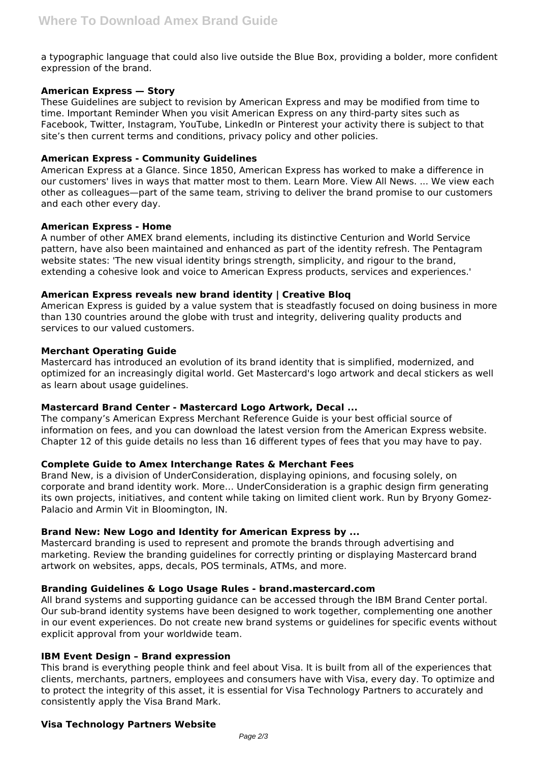a typographic language that could also live outside the Blue Box, providing a bolder, more confident expression of the brand.

### American Express — Story

These Guidelines are subject to revision by American Express and may be modified from time to time. Important Reminder When you visit American Express on any third-party sites such as Facebook, Twitter, Instagram, YouTube, LinkedIn or Pinterest your activity there is subject to that site's then current terms and conditions, privacy policy and other policies.

### American Express - Community Guidelines

American Express at a Glance. Since 1850, American Express has worked to make a difference in our customers' lives in ways that matter most to them. Learn More. View All News. ... We view each other as colleagues—part of the same team, striving to deliver the brand promise to our customers and each other every day.

### American Express - Home

A number of other AMEX brand elements, including its distinctive Centurion and World Service pattern, have also been maintained and enhanced as part of the identity refresh. The Pentagram website states: 'The new visual identity brings strength, simplicity, and rigour to the brand, extending a cohesive look and voice to American Express products, services and experiences.'

### American Express reveals new brand identity | Creative Bloq

American Express is guided by a value system that is steadfastly focused on doing business in more than 130 countries around the globe with trust and integrity, delivering quality products and services to our valued customers.

### Merchant Operating Guide

Mastercard has introduced an evolution of its brand identity that is simplified, modernized, and optimized for an increasingly digital world. Get Mastercard's logo artwork and decal stickers as well as learn about usage guidelines.

### Mastercard Brand Center - Mastercard Logo Artwork, Decal ...

The company's American Express Merchant Reference Guide is your best official source of information on fees, and you can download the latest version from the American Express website. Chapter 12 of this guide details no less than 16 different types of fees that you may have to pay.

### Complete Guide to Amex Interchange Rates & Merchant Fees

Brand New, is a division of UnderConsideration, displaying opinions, and focusing solely, on corporate and brand identity work. More… UnderConsideration is a graphic design firm generating its own projects, initiatives, and content while taking on limited client work. Run by Bryony Gomez-Palacio and Armin Vit in Bloomington, IN.

### Brand New: New Logo and Identity for American Express by ...

Mastercard branding is used to represent and promote the brands through advertising and marketing. Review the branding guidelines for correctly printing or displaying Mastercard brand artwork on websites, apps, decals, POS terminals, ATMs, and more.

### Branding Guidelines & Logo Usage Rules - brand.mastercard.com

All brand systems and supporting guidance can be accessed through the IBM Brand Center portal. Our sub-brand identity systems have been designed to work together, complementing one another in our event experiences. Do not create new brand systems or guidelines for specific events without explicit approval from your worldwide team.

### IBM Event Design – Brand expression

This brand is everything people think and feel about Visa. It is built from all of the experiences that clients, merchants, partners, employees and consumers have with Visa, every day. To optimize and to protect the integrity of this asset, it is essential for Visa Technology Partners to accurately and consistently apply the Visa Brand Mark.

### Visa Technology Partners Website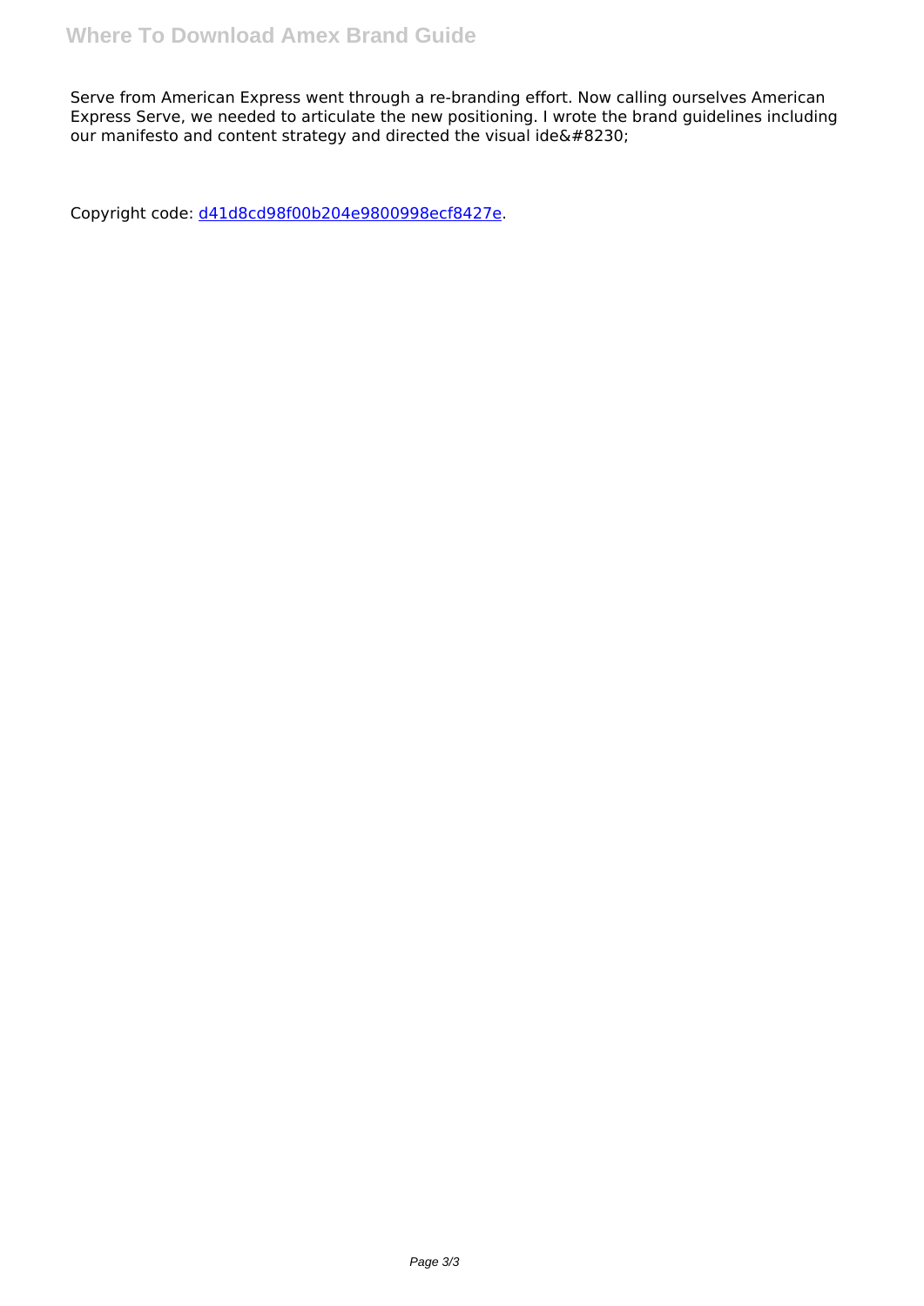Serve from American Express went through a re-branding effort. Now calling ourselves American Express Serve, we needed to articulate the new positioning. I wrote the brand guidelines including our manifesto and content strategy and directed the visual ide&#8230;

Copyright code: d41d8cd98f00b204e9800998ecf8427e.